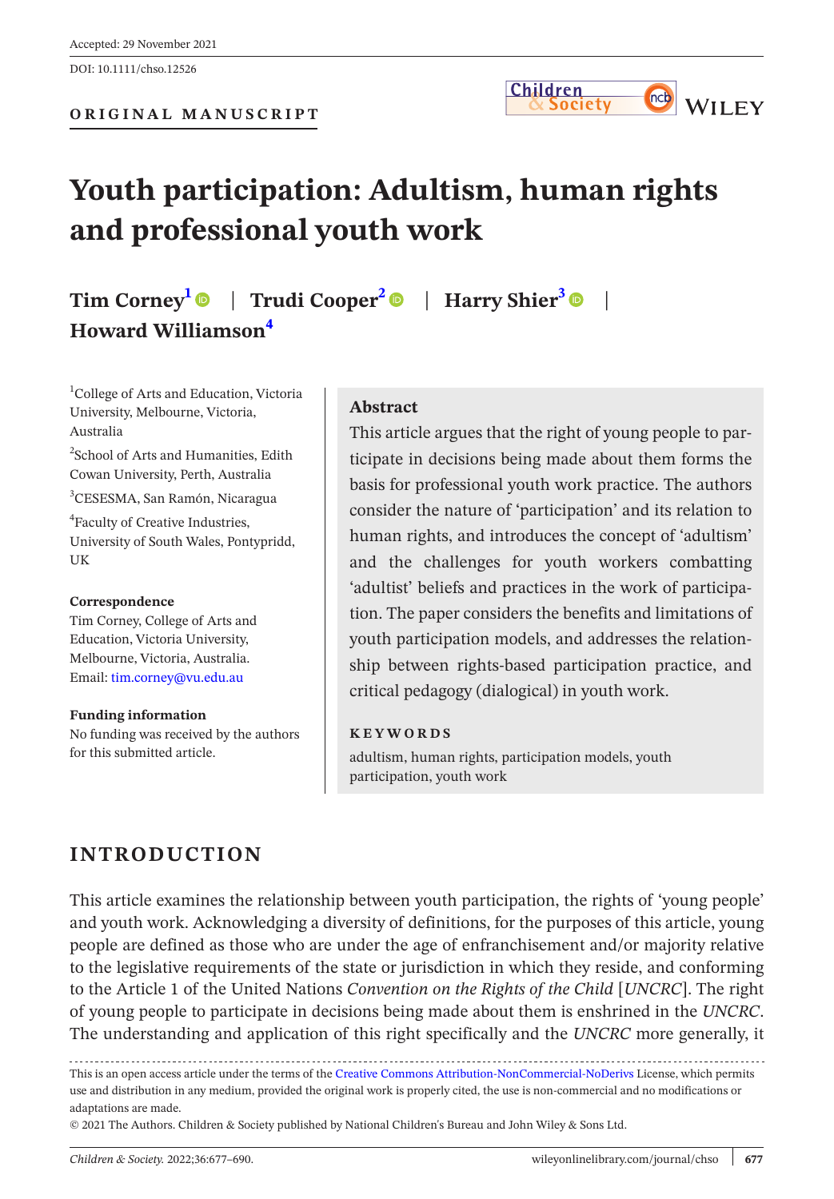Accepted: 29 November 2021

DOI: 10.1111/chso.12526

**ORIGINAL MANUSCRIPT**

# Youth participation: Adultism, human rights and professional youth work

**Tim Corney**[1] | **Trudi Cooper**[2] | **Harry Shier**[3] | **Howard Williamson**[4]

[1]College of Arts and Education, Victoria University, Melbourne, Victoria, Australia

[2]School of Arts and Humanities, Edith Cowan University, Perth, Australia

[3]CESESMA, San Ramón, Nicaragua

[4]Faculty of Creative Industries, University of South Wales, Pontypridd, UK

**Correspondence**
Tim Corney, College of Arts and Education, Victoria University, Melbourne, Victoria, Australia.
Email: tim.corney@vu.edu.au

**Funding information**
No funding was received by the authors for this submitted article.

## Abstract

This article argues that the right of young people to participate in decisions being made about them forms the basis for professional youth work practice. The authors consider the nature of 'participation' and its relation to human rights, and introduces the concept of 'adultism' and the challenges for youth workers combatting 'adultist' beliefs and practices in the work of participation. The paper considers the benefits and limitations of youth participation models, and addresses the relationship between rights-based participation practice, and critical pedagogy (dialogical) in youth work.

**KEYWORDS**

adultism, human rights, participation models, youth participation, youth work

## INTRODUCTION

This article examines the relationship between youth participation, the rights of 'young people' and youth work. Acknowledging a diversity of definitions, for the purposes of this article, young people are defined as those who are under the age of enfranchisement and/or majority relative to the legislative requirements of the state or jurisdiction in which they reside, and conforming to the Article 1 of the United Nations *Convention on the Rights of the Child* [*UNCRC*]. The right of young people to participate in decisions being made about them is enshrined in the *UNCRC*. The understanding and application of this right specifically and the *UNCRC* more generally, it

This is an open access article under the terms of the Creative Commons Attribution-NonCommercial-NoDerivs License, which permits use and distribution in any medium, provided the original work is properly cited, the use is non-commercial and no modifications or adaptations are made.

© 2021 The Authors. Children & Society published by National Children's Bureau and John Wiley & Sons Ltd.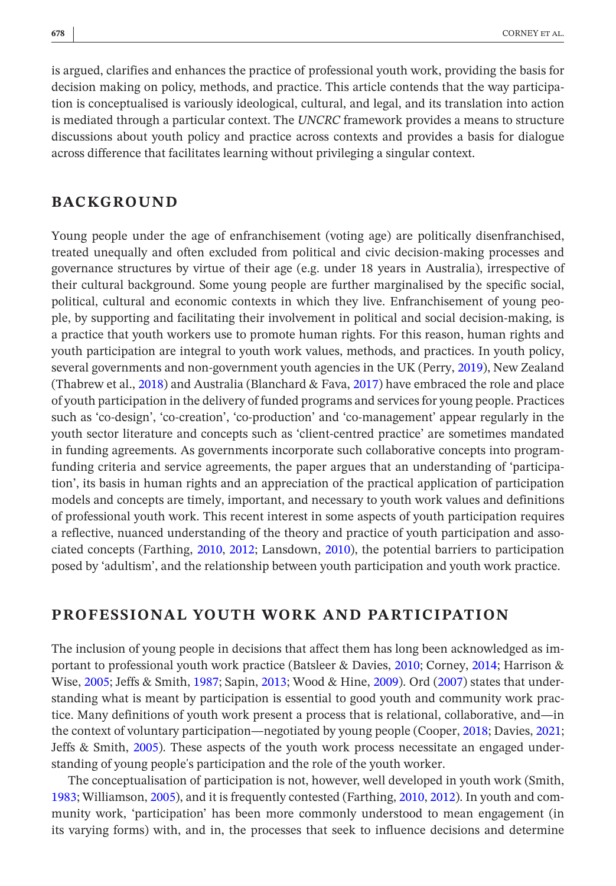is argued, clarifies and enhances the practice of professional youth work, providing the basis for decision making on policy, methods, and practice. This article contends that the way participation is conceptualised is variously ideological, cultural, and legal, and its translation into action is mediated through a particular context. The *UNCRC* framework provides a means to structure discussions about youth policy and practice across contexts and provides a basis for dialogue across difference that facilitates learning without privileging a singular context.

## BACKGROUND

Young people under the age of enfranchisement (voting age) are politically disenfranchised, treated unequally and often excluded from political and civic decision-making processes and governance structures by virtue of their age (e.g. under 18 years in Australia), irrespective of their cultural background. Some young people are further marginalised by the specific social, political, cultural and economic contexts in which they live. Enfranchisement of young people, by supporting and facilitating their involvement in political and social decision-making, is a practice that youth workers use to promote human rights. For this reason, human rights and youth participation are integral to youth work values, methods, and practices. In youth policy, several governments and non-government youth agencies in the UK (Perry, 2019), New Zealand (Thabrew et al., 2018) and Australia (Blanchard & Fava, 2017) have embraced the role and place of youth participation in the delivery of funded programs and services for young people. Practices such as 'co-design', 'co-creation', 'co-production' and 'co-management' appear regularly in the youth sector literature and concepts such as 'client-centred practice' are sometimes mandated in funding agreements. As governments incorporate such collaborative concepts into program-funding criteria and service agreements, the paper argues that an understanding of 'participation', its basis in human rights and an appreciation of the practical application of participation models and concepts are timely, important, and necessary to youth work values and definitions of professional youth work. This recent interest in some aspects of youth participation requires a reflective, nuanced understanding of the theory and practice of youth participation and associated concepts (Farthing, 2010, 2012; Lansdown, 2010), the potential barriers to participation posed by 'adultism', and the relationship between youth participation and youth work practice.

## PROFESSIONAL YOUTH WORK AND PARTICIPATION

The inclusion of young people in decisions that affect them has long been acknowledged as important to professional youth work practice (Batsleer & Davies, 2010; Corney, 2014; Harrison & Wise, 2005; Jeffs & Smith, 1987; Sapin, 2013; Wood & Hine, 2009). Ord (2007) states that understanding what is meant by participation is essential to good youth and community work practice. Many definitions of youth work present a process that is relational, collaborative, and—in the context of voluntary participation—negotiated by young people (Cooper, 2018; Davies, 2021; Jeffs & Smith, 2005). These aspects of the youth work process necessitate an engaged understanding of young people's participation and the role of the youth worker.

The conceptualisation of participation is not, however, well developed in youth work (Smith, 1983; Williamson, 2005), and it is frequently contested (Farthing, 2010, 2012). In youth and community work, 'participation' has been more commonly understood to mean engagement (in its varying forms) with, and in, the processes that seek to influence decisions and determine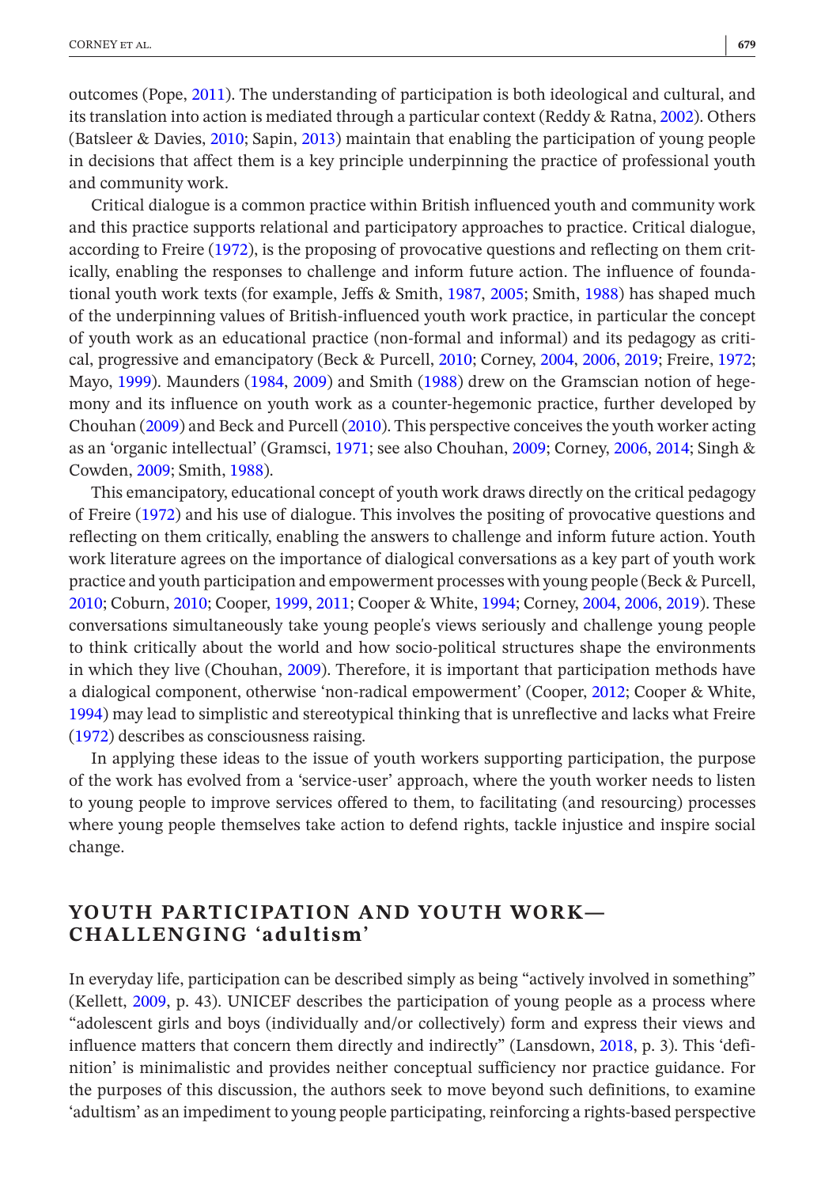outcomes (Pope, 2011). The understanding of participation is both ideological and cultural, and its translation into action is mediated through a particular context (Reddy & Ratna, 2002). Others (Batsleer & Davies, 2010; Sapin, 2013) maintain that enabling the participation of young people in decisions that affect them is a key principle underpinning the practice of professional youth and community work.

Critical dialogue is a common practice within British influenced youth and community work and this practice supports relational and participatory approaches to practice. Critical dialogue, according to Freire (1972), is the proposing of provocative questions and reflecting on them critically, enabling the responses to challenge and inform future action. The influence of foundational youth work texts (for example, Jeffs & Smith, 1987, 2005; Smith, 1988) has shaped much of the underpinning values of British-influenced youth work practice, in particular the concept of youth work as an educational practice (non-formal and informal) and its pedagogy as critical, progressive and emancipatory (Beck & Purcell, 2010; Corney, 2004, 2006, 2019; Freire, 1972; Mayo, 1999). Maunders (1984, 2009) and Smith (1988) drew on the Gramscian notion of hegemony and its influence on youth work as a counter-hegemonic practice, further developed by Chouhan (2009) and Beck and Purcell (2010). This perspective conceives the youth worker acting as an 'organic intellectual' (Gramsci, 1971; see also Chouhan, 2009; Corney, 2006, 2014; Singh & Cowden, 2009; Smith, 1988).

This emancipatory, educational concept of youth work draws directly on the critical pedagogy of Freire (1972) and his use of dialogue. This involves the positing of provocative questions and reflecting on them critically, enabling the answers to challenge and inform future action. Youth work literature agrees on the importance of dialogical conversations as a key part of youth work practice and youth participation and empowerment processes with young people (Beck & Purcell, 2010; Coburn, 2010; Cooper, 1999, 2011; Cooper & White, 1994; Corney, 2004, 2006, 2019). These conversations simultaneously take young people's views seriously and challenge young people to think critically about the world and how socio-political structures shape the environments in which they live (Chouhan, 2009). Therefore, it is important that participation methods have a dialogical component, otherwise 'non-radical empowerment' (Cooper, 2012; Cooper & White, 1994) may lead to simplistic and stereotypical thinking that is unreflective and lacks what Freire (1972) describes as consciousness raising.

In applying these ideas to the issue of youth workers supporting participation, the purpose of the work has evolved from a 'service-user' approach, where the youth worker needs to listen to young people to improve services offered to them, to facilitating (and resourcing) processes where young people themselves take action to defend rights, tackle injustice and inspire social change.

## YOUTH PARTICIPATION AND YOUTH WORK—CHALLENGING 'adultism'

In everyday life, participation can be described simply as being "actively involved in something" (Kellett, 2009, p. 43). UNICEF describes the participation of young people as a process where "adolescent girls and boys (individually and/or collectively) form and express their views and influence matters that concern them directly and indirectly" (Lansdown, 2018, p. 3). This 'definition' is minimalistic and provides neither conceptual sufficiency nor practice guidance. For the purposes of this discussion, the authors seek to move beyond such definitions, to examine 'adultism' as an impediment to young people participating, reinforcing a rights-based perspective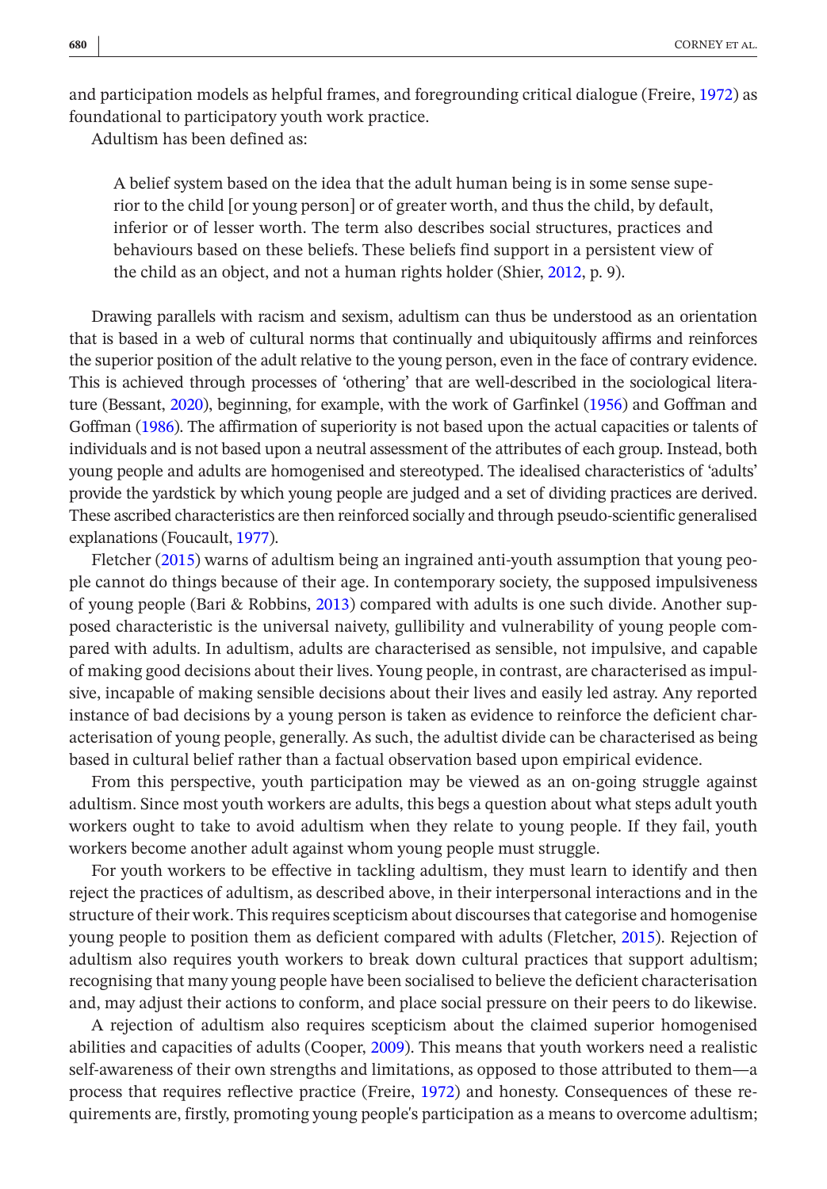and participation models as helpful frames, and foregrounding critical dialogue (Freire, 1972) as foundational to participatory youth work practice.

Adultism has been defined as:

> A belief system based on the idea that the adult human being is in some sense superior to the child [or young person] or of greater worth, and thus the child, by default, inferior or of lesser worth. The term also describes social structures, practices and behaviours based on these beliefs. These beliefs find support in a persistent view of the child as an object, and not a human rights holder (Shier, 2012, p. 9).

Drawing parallels with racism and sexism, adultism can thus be understood as an orientation that is based in a web of cultural norms that continually and ubiquitously affirms and reinforces the superior position of the adult relative to the young person, even in the face of contrary evidence. This is achieved through processes of 'othering' that are well-described in the sociological literature (Bessant, 2020), beginning, for example, with the work of Garfinkel (1956) and Goffman and Goffman (1986). The affirmation of superiority is not based upon the actual capacities or talents of individuals and is not based upon a neutral assessment of the attributes of each group. Instead, both young people and adults are homogenised and stereotyped. The idealised characteristics of 'adults' provide the yardstick by which young people are judged and a set of dividing practices are derived. These ascribed characteristics are then reinforced socially and through pseudo-scientific generalised explanations (Foucault, 1977).

Fletcher (2015) warns of adultism being an ingrained anti-youth assumption that young people cannot do things because of their age. In contemporary society, the supposed impulsiveness of young people (Bari & Robbins, 2013) compared with adults is one such divide. Another supposed characteristic is the universal naivety, gullibility and vulnerability of young people compared with adults. In adultism, adults are characterised as sensible, not impulsive, and capable of making good decisions about their lives. Young people, in contrast, are characterised as impulsive, incapable of making sensible decisions about their lives and easily led astray. Any reported instance of bad decisions by a young person is taken as evidence to reinforce the deficient characterisation of young people, generally. As such, the adultist divide can be characterised as being based in cultural belief rather than a factual observation based upon empirical evidence.

From this perspective, youth participation may be viewed as an on-going struggle against adultism. Since most youth workers are adults, this begs a question about what steps adult youth workers ought to take to avoid adultism when they relate to young people. If they fail, youth workers become another adult against whom young people must struggle.

For youth workers to be effective in tackling adultism, they must learn to identify and then reject the practices of adultism, as described above, in their interpersonal interactions and in the structure of their work. This requires scepticism about discourses that categorise and homogenise young people to position them as deficient compared with adults (Fletcher, 2015). Rejection of adultism also requires youth workers to break down cultural practices that support adultism; recognising that many young people have been socialised to believe the deficient characterisation and, may adjust their actions to conform, and place social pressure on their peers to do likewise.

A rejection of adultism also requires scepticism about the claimed superior homogenised abilities and capacities of adults (Cooper, 2009). This means that youth workers need a realistic self-awareness of their own strengths and limitations, as opposed to those attributed to them—a process that requires reflective practice (Freire, 1972) and honesty. Consequences of these requirements are, firstly, promoting young people's participation as a means to overcome adultism;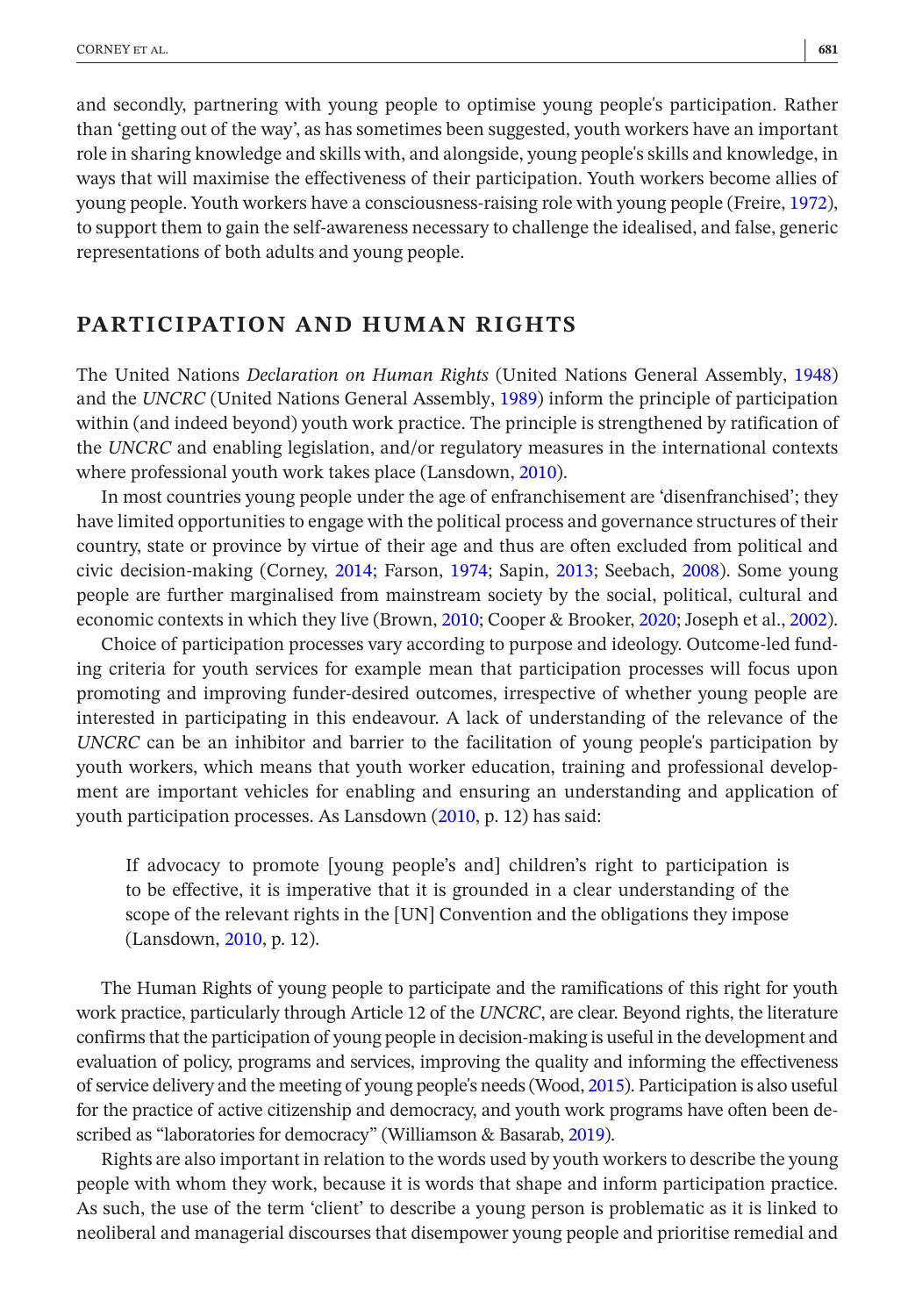and secondly, partnering with young people to optimise young people's participation. Rather than 'getting out of the way', as has sometimes been suggested, youth workers have an important role in sharing knowledge and skills with, and alongside, young people's skills and knowledge, in ways that will maximise the effectiveness of their participation. Youth workers become allies of young people. Youth workers have a consciousness-raising role with young people (Freire, 1972), to support them to gain the self-awareness necessary to challenge the idealised, and false, generic representations of both adults and young people.

## PARTICIPATION AND HUMAN RIGHTS

The United Nations *Declaration on Human Rights* (United Nations General Assembly, 1948) and the *UNCRC* (United Nations General Assembly, 1989) inform the principle of participation within (and indeed beyond) youth work practice. The principle is strengthened by ratification of the *UNCRC* and enabling legislation, and/or regulatory measures in the international contexts where professional youth work takes place (Lansdown, 2010).

In most countries young people under the age of enfranchisement are 'disenfranchised'; they have limited opportunities to engage with the political process and governance structures of their country, state or province by virtue of their age and thus are often excluded from political and civic decision-making (Corney, 2014; Farson, 1974; Sapin, 2013; Seebach, 2008). Some young people are further marginalised from mainstream society by the social, political, cultural and economic contexts in which they live (Brown, 2010; Cooper & Brooker, 2020; Joseph et al., 2002).

Choice of participation processes vary according to purpose and ideology. Outcome-led funding criteria for youth services for example mean that participation processes will focus upon promoting and improving funder-desired outcomes, irrespective of whether young people are interested in participating in this endeavour. A lack of understanding of the relevance of the *UNCRC* can be an inhibitor and barrier to the facilitation of young people's participation by youth workers, which means that youth worker education, training and professional development are important vehicles for enabling and ensuring an understanding and application of youth participation processes. As Lansdown (2010, p. 12) has said:

> If advocacy to promote [young people's and] children's right to participation is to be effective, it is imperative that it is grounded in a clear understanding of the scope of the relevant rights in the [UN] Convention and the obligations they impose (Lansdown, 2010, p. 12).

The Human Rights of young people to participate and the ramifications of this right for youth work practice, particularly through Article 12 of the *UNCRC*, are clear. Beyond rights, the literature confirms that the participation of young people in decision-making is useful in the development and evaluation of policy, programs and services, improving the quality and informing the effectiveness of service delivery and the meeting of young people's needs (Wood, 2015). Participation is also useful for the practice of active citizenship and democracy, and youth work programs have often been described as "laboratories for democracy" (Williamson & Basarab, 2019).

Rights are also important in relation to the words used by youth workers to describe the young people with whom they work, because it is words that shape and inform participation practice. As such, the use of the term 'client' to describe a young person is problematic as it is linked to neoliberal and managerial discourses that disempower young people and prioritise remedial and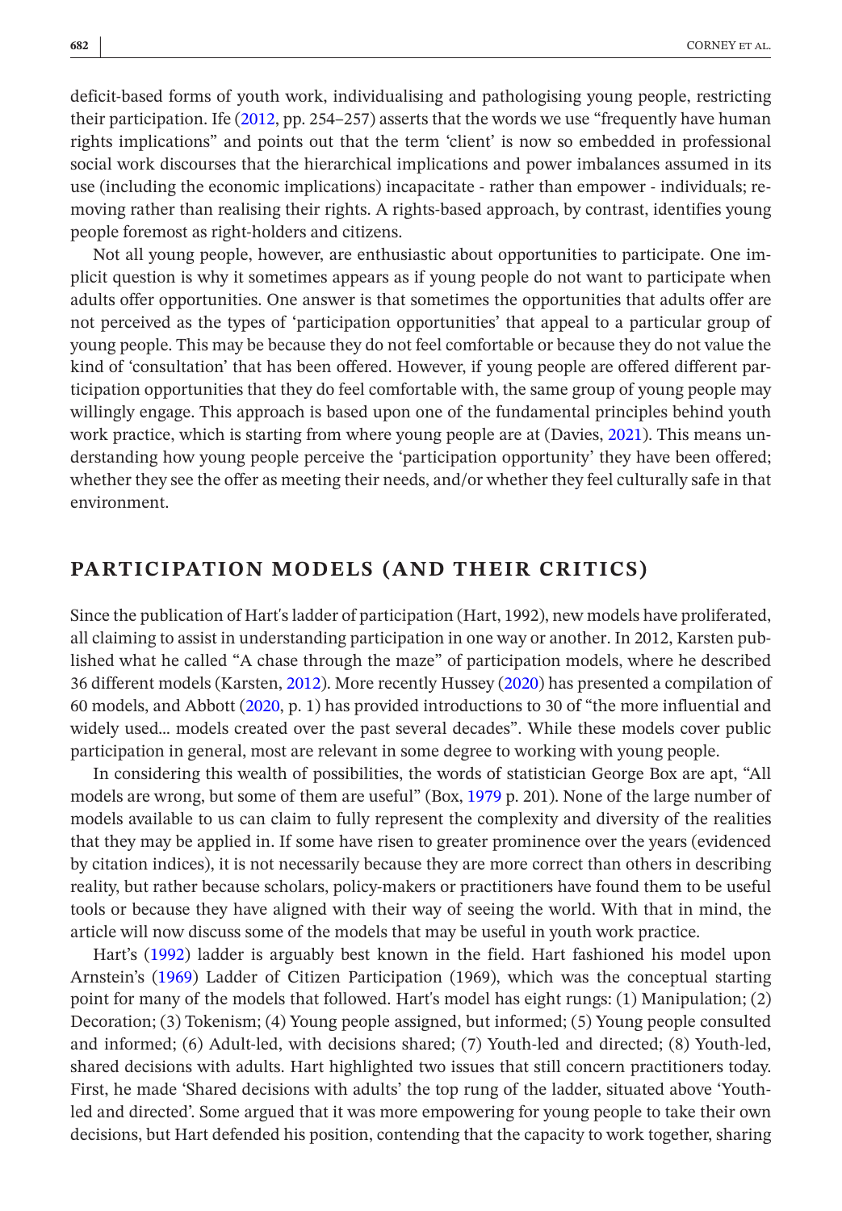deficit-based forms of youth work, individualising and pathologising young people, restricting their participation. Ife (2012, pp. 254–257) asserts that the words we use "frequently have human rights implications" and points out that the term 'client' is now so embedded in professional social work discourses that the hierarchical implications and power imbalances assumed in its use (including the economic implications) incapacitate - rather than empower - individuals; removing rather than realising their rights. A rights-based approach, by contrast, identifies young people foremost as right-holders and citizens.

Not all young people, however, are enthusiastic about opportunities to participate. One implicit question is why it sometimes appears as if young people do not want to participate when adults offer opportunities. One answer is that sometimes the opportunities that adults offer are not perceived as the types of 'participation opportunities' that appeal to a particular group of young people. This may be because they do not feel comfortable or because they do not value the kind of 'consultation' that has been offered. However, if young people are offered different participation opportunities that they do feel comfortable with, the same group of young people may willingly engage. This approach is based upon one of the fundamental principles behind youth work practice, which is starting from where young people are at (Davies, 2021). This means understanding how young people perceive the 'participation opportunity' they have been offered; whether they see the offer as meeting their needs, and/or whether they feel culturally safe in that environment.

## PARTICIPATION MODELS (AND THEIR CRITICS)

Since the publication of Hart's ladder of participation (Hart, 1992), new models have proliferated, all claiming to assist in understanding participation in one way or another. In 2012, Karsten published what he called "A chase through the maze" of participation models, where he described 36 different models (Karsten, 2012). More recently Hussey (2020) has presented a compilation of 60 models, and Abbott (2020, p. 1) has provided introductions to 30 of "the more influential and widely used… models created over the past several decades". While these models cover public participation in general, most are relevant in some degree to working with young people.

In considering this wealth of possibilities, the words of statistician George Box are apt, "All models are wrong, but some of them are useful" (Box, 1979 p. 201). None of the large number of models available to us can claim to fully represent the complexity and diversity of the realities that they may be applied in. If some have risen to greater prominence over the years (evidenced by citation indices), it is not necessarily because they are more correct than others in describing reality, but rather because scholars, policy-makers or practitioners have found them to be useful tools or because they have aligned with their way of seeing the world. With that in mind, the article will now discuss some of the models that may be useful in youth work practice.

Hart's (1992) ladder is arguably best known in the field. Hart fashioned his model upon Arnstein's (1969) Ladder of Citizen Participation (1969), which was the conceptual starting point for many of the models that followed. Hart's model has eight rungs: (1) Manipulation; (2) Decoration; (3) Tokenism; (4) Young people assigned, but informed; (5) Young people consulted and informed; (6) Adult-led, with decisions shared; (7) Youth-led and directed; (8) Youth-led, shared decisions with adults. Hart highlighted two issues that still concern practitioners today. First, he made 'Shared decisions with adults' the top rung of the ladder, situated above 'Youth-led and directed'. Some argued that it was more empowering for young people to take their own decisions, but Hart defended his position, contending that the capacity to work together, sharing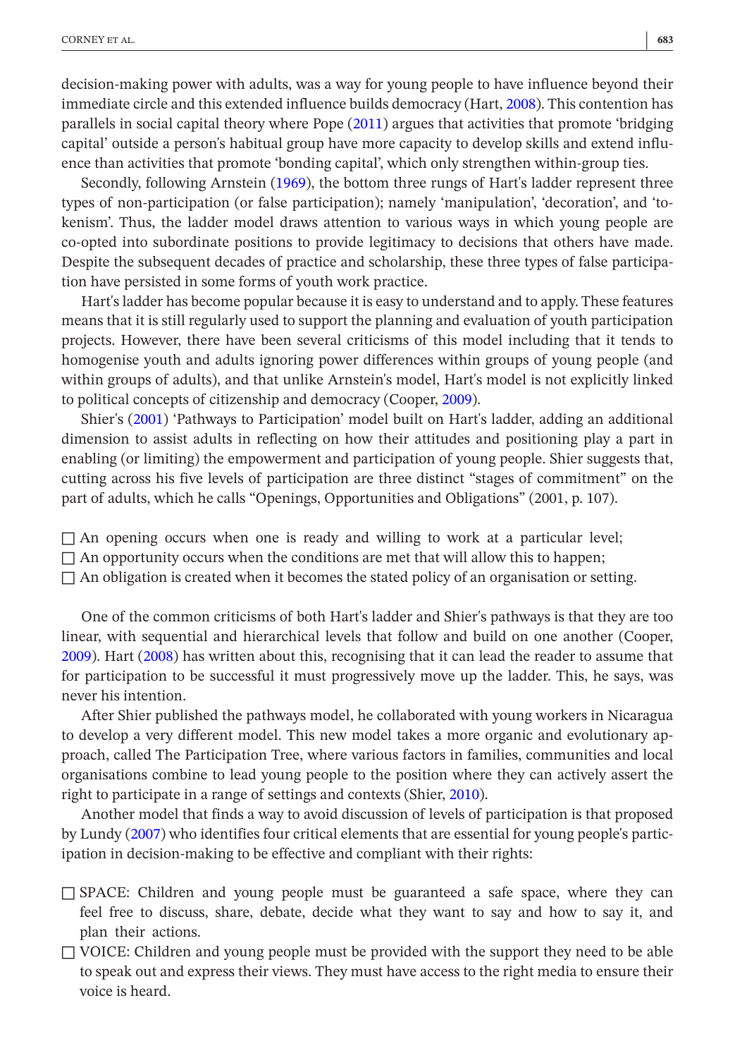decision-making power with adults, was a way for young people to have influence beyond their immediate circle and this extended influence builds democracy (Hart, 2008). This contention has parallels in social capital theory where Pope (2011) argues that activities that promote 'bridging capital' outside a person's habitual group have more capacity to develop skills and extend influence than activities that promote 'bonding capital', which only strengthen within-group ties.

Secondly, following Arnstein (1969), the bottom three rungs of Hart's ladder represent three types of non-participation (or false participation); namely 'manipulation', 'decoration', and 'tokenism'. Thus, the ladder model draws attention to various ways in which young people are co-opted into subordinate positions to provide legitimacy to decisions that others have made. Despite the subsequent decades of practice and scholarship, these three types of false participation have persisted in some forms of youth work practice.

Hart's ladder has become popular because it is easy to understand and to apply. These features means that it is still regularly used to support the planning and evaluation of youth participation projects. However, there have been several criticisms of this model including that it tends to homogenise youth and adults ignoring power differences within groups of young people (and within groups of adults), and that unlike Arnstein's model, Hart's model is not explicitly linked to political concepts of citizenship and democracy (Cooper, 2009).

Shier's (2001) 'Pathways to Participation' model built on Hart's ladder, adding an additional dimension to assist adults in reflecting on how their attitudes and positioning play a part in enabling (or limiting) the empowerment and participation of young people. Shier suggests that, cutting across his five levels of participation are three distinct "stages of commitment" on the part of adults, which he calls "Openings, Opportunities and Obligations" (2001, p. 107).

- An opening occurs when one is ready and willing to work at a particular level;
- An opportunity occurs when the conditions are met that will allow this to happen;
- An obligation is created when it becomes the stated policy of an organisation or setting.

One of the common criticisms of both Hart's ladder and Shier's pathways is that they are too linear, with sequential and hierarchical levels that follow and build on one another (Cooper, 2009). Hart (2008) has written about this, recognising that it can lead the reader to assume that for participation to be successful it must progressively move up the ladder. This, he says, was never his intention.

After Shier published the pathways model, he collaborated with young workers in Nicaragua to develop a very different model. This new model takes a more organic and evolutionary approach, called The Participation Tree, where various factors in families, communities and local organisations combine to lead young people to the position where they can actively assert the right to participate in a range of settings and contexts (Shier, 2010).

Another model that finds a way to avoid discussion of levels of participation is that proposed by Lundy (2007) who identifies four critical elements that are essential for young people's participation in decision-making to be effective and compliant with their rights:

- SPACE: Children and young people must be guaranteed a safe space, where they can feel free to discuss, share, debate, decide what they want to say and how to say it, and plan their actions.
- VOICE: Children and young people must be provided with the support they need to be able to speak out and express their views. They must have access to the right media to ensure their voice is heard.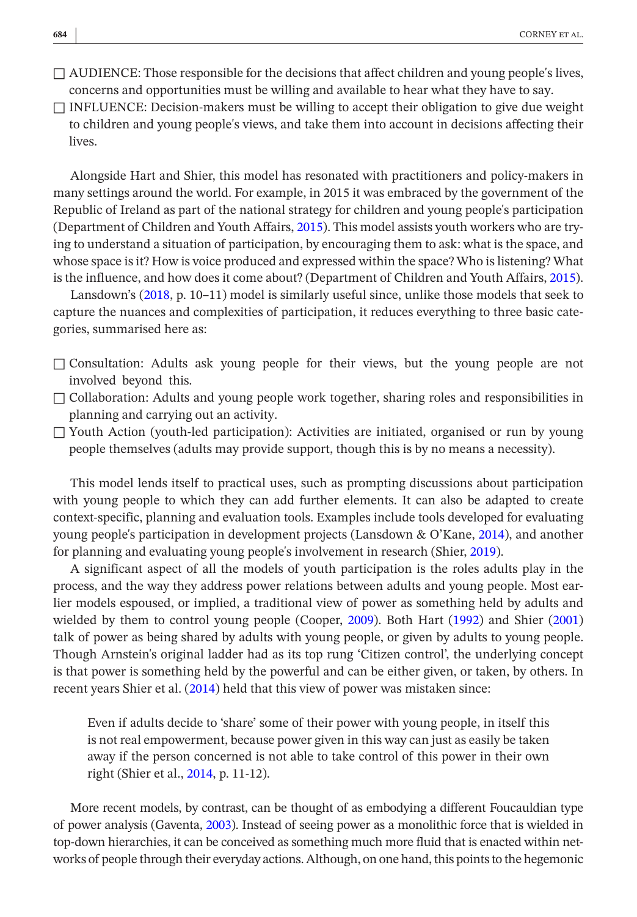- ☐ AUDIENCE: Those responsible for the decisions that affect children and young people's lives, concerns and opportunities must be willing and available to hear what they have to say.
- ☐ INFLUENCE: Decision-makers must be willing to accept their obligation to give due weight to children and young people's views, and take them into account in decisions affecting their lives.

Alongside Hart and Shier, this model has resonated with practitioners and policy-makers in many settings around the world. For example, in 2015 it was embraced by the government of the Republic of Ireland as part of the national strategy for children and young people's participation (Department of Children and Youth Affairs, 2015). This model assists youth workers who are trying to understand a situation of participation, by encouraging them to ask: what is the space, and whose space is it? How is voice produced and expressed within the space? Who is listening? What is the influence, and how does it come about? (Department of Children and Youth Affairs, 2015).

Lansdown's (2018, p. 10–11) model is similarly useful since, unlike those models that seek to capture the nuances and complexities of participation, it reduces everything to three basic categories, summarised here as:

- ☐ Consultation: Adults ask young people for their views, but the young people are not involved beyond this.
- ☐ Collaboration: Adults and young people work together, sharing roles and responsibilities in planning and carrying out an activity.
- ☐ Youth Action (youth-led participation): Activities are initiated, organised or run by young people themselves (adults may provide support, though this is by no means a necessity).

This model lends itself to practical uses, such as prompting discussions about participation with young people to which they can add further elements. It can also be adapted to create context-specific, planning and evaluation tools. Examples include tools developed for evaluating young people's participation in development projects (Lansdown & O'Kane, 2014), and another for planning and evaluating young people's involvement in research (Shier, 2019).

A significant aspect of all the models of youth participation is the roles adults play in the process, and the way they address power relations between adults and young people. Most earlier models espoused, or implied, a traditional view of power as something held by adults and wielded by them to control young people (Cooper, 2009). Both Hart (1992) and Shier (2001) talk of power as being shared by adults with young people, or given by adults to young people. Though Arnstein's original ladder had as its top rung 'Citizen control', the underlying concept is that power is something held by the powerful and can be either given, or taken, by others. In recent years Shier et al. (2014) held that this view of power was mistaken since:

> Even if adults decide to 'share' some of their power with young people, in itself this is not real empowerment, because power given in this way can just as easily be taken away if the person concerned is not able to take control of this power in their own right (Shier et al., 2014, p. 11-12).

More recent models, by contrast, can be thought of as embodying a different Foucauldian type of power analysis (Gaventa, 2003). Instead of seeing power as a monolithic force that is wielded in top-down hierarchies, it can be conceived as something much more fluid that is enacted within networks of people through their everyday actions. Although, on one hand, this points to the hegemonic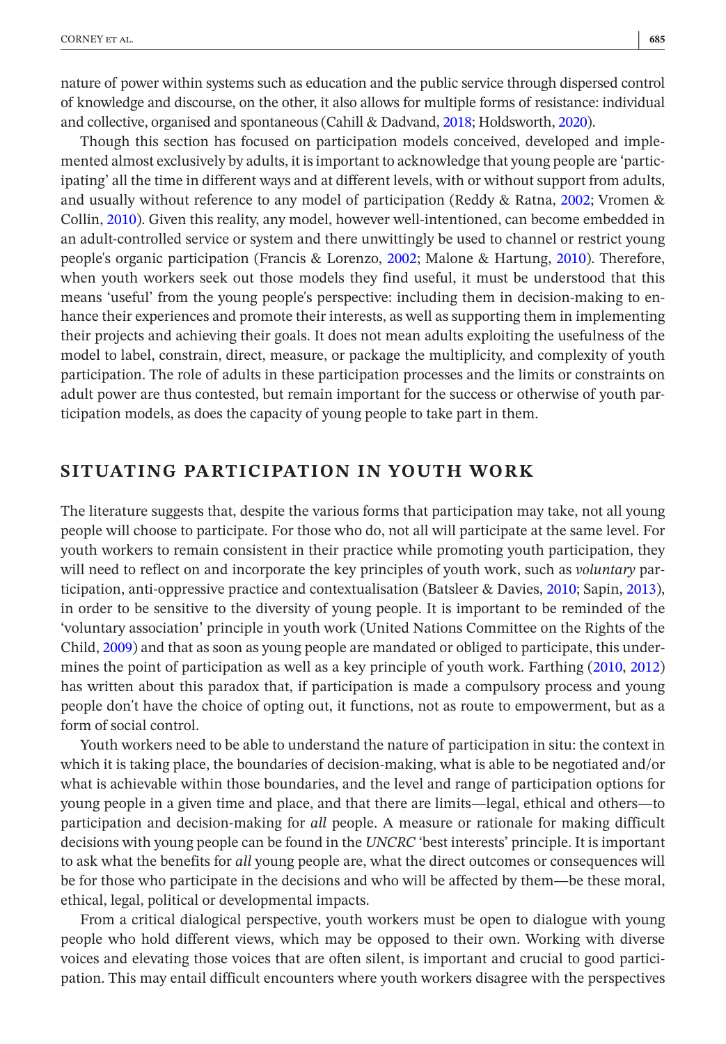nature of power within systems such as education and the public service through dispersed control of knowledge and discourse, on the other, it also allows for multiple forms of resistance: individual and collective, organised and spontaneous (Cahill & Dadvand, 2018; Holdsworth, 2020).

Though this section has focused on participation models conceived, developed and implemented almost exclusively by adults, it is important to acknowledge that young people are 'participating' all the time in different ways and at different levels, with or without support from adults, and usually without reference to any model of participation (Reddy & Ratna, 2002; Vromen & Collin, 2010). Given this reality, any model, however well-intentioned, can become embedded in an adult-controlled service or system and there unwittingly be used to channel or restrict young people's organic participation (Francis & Lorenzo, 2002; Malone & Hartung, 2010). Therefore, when youth workers seek out those models they find useful, it must be understood that this means 'useful' from the young people's perspective: including them in decision-making to enhance their experiences and promote their interests, as well as supporting them in implementing their projects and achieving their goals. It does not mean adults exploiting the usefulness of the model to label, constrain, direct, measure, or package the multiplicity, and complexity of youth participation. The role of adults in these participation processes and the limits or constraints on adult power are thus contested, but remain important for the success or otherwise of youth participation models, as does the capacity of young people to take part in them.

## SITUATING PARTICIPATION IN YOUTH WORK

The literature suggests that, despite the various forms that participation may take, not all young people will choose to participate. For those who do, not all will participate at the same level. For youth workers to remain consistent in their practice while promoting youth participation, they will need to reflect on and incorporate the key principles of youth work, such as *voluntary* participation, anti-oppressive practice and contextualisation (Batsleer & Davies, 2010; Sapin, 2013), in order to be sensitive to the diversity of young people. It is important to be reminded of the 'voluntary association' principle in youth work (United Nations Committee on the Rights of the Child, 2009) and that as soon as young people are mandated or obliged to participate, this undermines the point of participation as well as a key principle of youth work. Farthing (2010, 2012) has written about this paradox that, if participation is made a compulsory process and young people don't have the choice of opting out, it functions, not as route to empowerment, but as a form of social control.

Youth workers need to be able to understand the nature of participation in situ: the context in which it is taking place, the boundaries of decision-making, what is able to be negotiated and/or what is achievable within those boundaries, and the level and range of participation options for young people in a given time and place, and that there are limits—legal, ethical and others—to participation and decision-making for *all* people. A measure or rationale for making difficult decisions with young people can be found in the *UNCRC* 'best interests' principle. It is important to ask what the benefits for *all* young people are, what the direct outcomes or consequences will be for those who participate in the decisions and who will be affected by them—be these moral, ethical, legal, political or developmental impacts.

From a critical dialogical perspective, youth workers must be open to dialogue with young people who hold different views, which may be opposed to their own. Working with diverse voices and elevating those voices that are often silent, is important and crucial to good participation. This may entail difficult encounters where youth workers disagree with the perspectives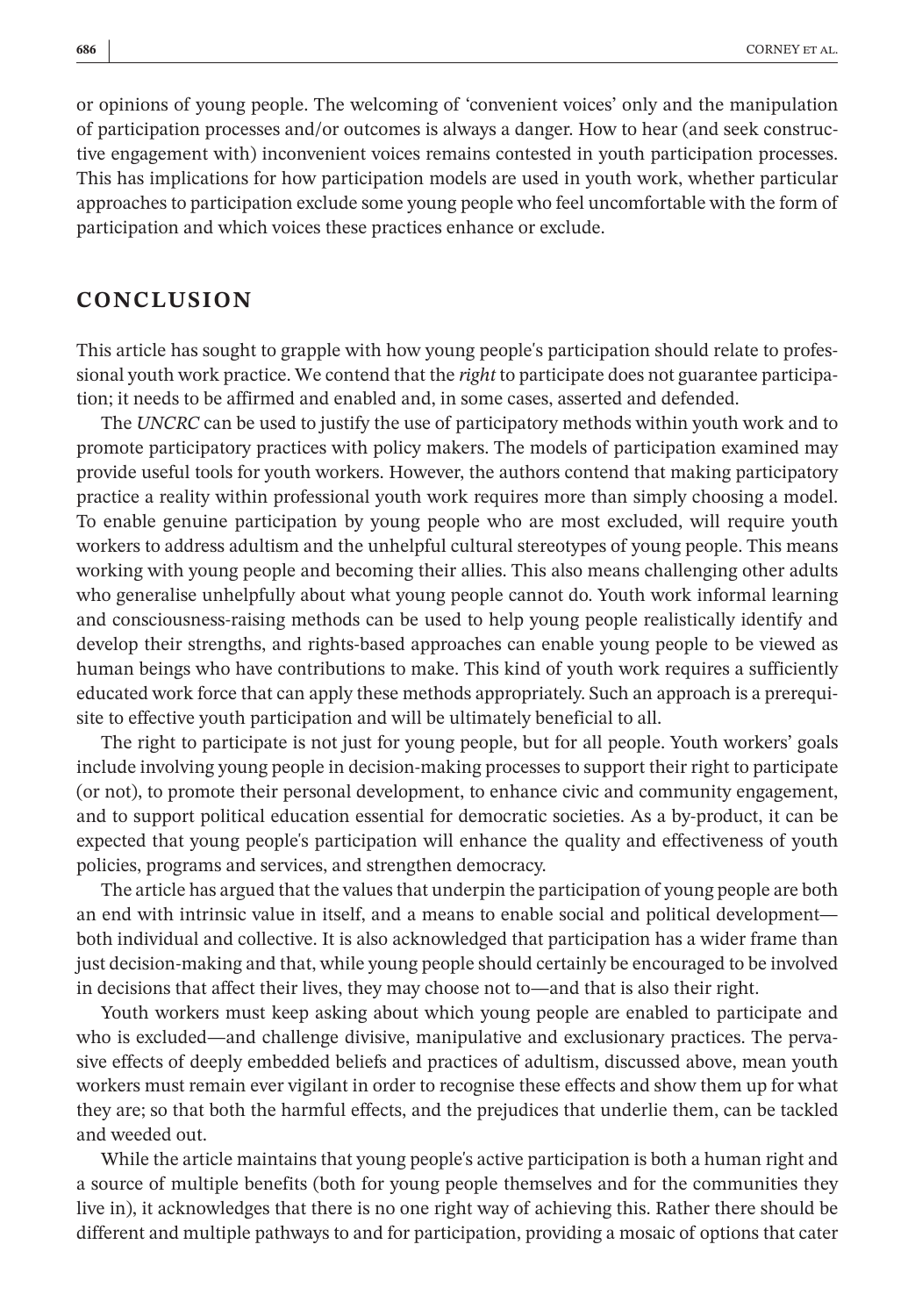or opinions of young people. The welcoming of 'convenient voices' only and the manipulation of participation processes and/or outcomes is always a danger. How to hear (and seek constructive engagement with) inconvenient voices remains contested in youth participation processes. This has implications for how participation models are used in youth work, whether particular approaches to participation exclude some young people who feel uncomfortable with the form of participation and which voices these practices enhance or exclude.

## CONCLUSION

This article has sought to grapple with how young people's participation should relate to professional youth work practice. We contend that the *right* to participate does not guarantee participation; it needs to be affirmed and enabled and, in some cases, asserted and defended.

The *UNCRC* can be used to justify the use of participatory methods within youth work and to promote participatory practices with policy makers. The models of participation examined may provide useful tools for youth workers. However, the authors contend that making participatory practice a reality within professional youth work requires more than simply choosing a model. To enable genuine participation by young people who are most excluded, will require youth workers to address adultism and the unhelpful cultural stereotypes of young people. This means working with young people and becoming their allies. This also means challenging other adults who generalise unhelpfully about what young people cannot do. Youth work informal learning and consciousness-raising methods can be used to help young people realistically identify and develop their strengths, and rights-based approaches can enable young people to be viewed as human beings who have contributions to make. This kind of youth work requires a sufficiently educated work force that can apply these methods appropriately. Such an approach is a prerequisite to effective youth participation and will be ultimately beneficial to all.

The right to participate is not just for young people, but for all people. Youth workers' goals include involving young people in decision-making processes to support their right to participate (or not), to promote their personal development, to enhance civic and community engagement, and to support political education essential for democratic societies. As a by-product, it can be expected that young people's participation will enhance the quality and effectiveness of youth policies, programs and services, and strengthen democracy.

The article has argued that the values that underpin the participation of young people are both an end with intrinsic value in itself, and a means to enable social and political development—both individual and collective. It is also acknowledged that participation has a wider frame than just decision-making and that, while young people should certainly be encouraged to be involved in decisions that affect their lives, they may choose not to—and that is also their right.

Youth workers must keep asking about which young people are enabled to participate and who is excluded—and challenge divisive, manipulative and exclusionary practices. The pervasive effects of deeply embedded beliefs and practices of adultism, discussed above, mean youth workers must remain ever vigilant in order to recognise these effects and show them up for what they are; so that both the harmful effects, and the prejudices that underlie them, can be tackled and weeded out.

While the article maintains that young people's active participation is both a human right and a source of multiple benefits (both for young people themselves and for the communities they live in), it acknowledges that there is no one right way of achieving this. Rather there should be different and multiple pathways to and for participation, providing a mosaic of options that cater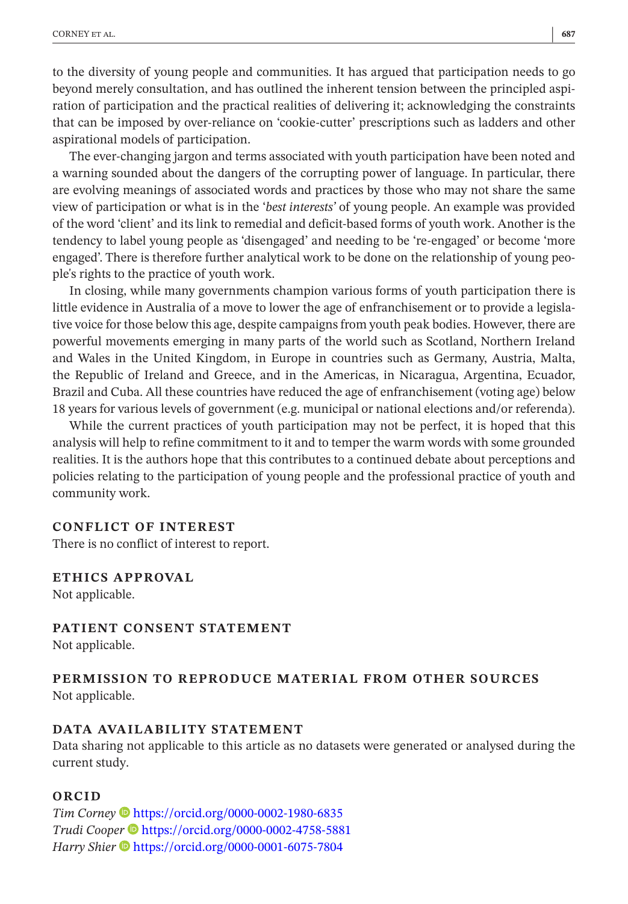to the diversity of young people and communities. It has argued that participation needs to go beyond merely consultation, and has outlined the inherent tension between the principled aspiration of participation and the practical realities of delivering it; acknowledging the constraints that can be imposed by over-reliance on 'cookie-cutter' prescriptions such as ladders and other aspirational models of participation.

The ever-changing jargon and terms associated with youth participation have been noted and a warning sounded about the dangers of the corrupting power of language. In particular, there are evolving meanings of associated words and practices by those who may not share the same view of participation or what is in the '*best interests*' of young people. An example was provided of the word 'client' and its link to remedial and deficit-based forms of youth work. Another is the tendency to label young people as 'disengaged' and needing to be 're-engaged' or become 'more engaged'. There is therefore further analytical work to be done on the relationship of young people's rights to the practice of youth work.

In closing, while many governments champion various forms of youth participation there is little evidence in Australia of a move to lower the age of enfranchisement or to provide a legislative voice for those below this age, despite campaigns from youth peak bodies. However, there are powerful movements emerging in many parts of the world such as Scotland, Northern Ireland and Wales in the United Kingdom, in Europe in countries such as Germany, Austria, Malta, the Republic of Ireland and Greece, and in the Americas, in Nicaragua, Argentina, Ecuador, Brazil and Cuba. All these countries have reduced the age of enfranchisement (voting age) below 18 years for various levels of government (e.g. municipal or national elections and/or referenda).

While the current practices of youth participation may not be perfect, it is hoped that this analysis will help to refine commitment to it and to temper the warm words with some grounded realities. It is the authors hope that this contributes to a continued debate about perceptions and policies relating to the participation of young people and the professional practice of youth and community work.

## CONFLICT OF INTEREST

There is no conflict of interest to report.

## ETHICS APPROVAL

Not applicable.

## PATIENT CONSENT STATEMENT

Not applicable.

## PERMISSION TO REPRODUCE MATERIAL FROM OTHER SOURCES

Not applicable.

## DATA AVAILABILITY STATEMENT

Data sharing not applicable to this article as no datasets were generated or analysed during the current study.

## ORCID

*Tim Corney* https://orcid.org/0000-0002-1980-6835
*Trudi Cooper* https://orcid.org/0000-0002-4758-5881
*Harry Shier* https://orcid.org/0000-0001-6075-7804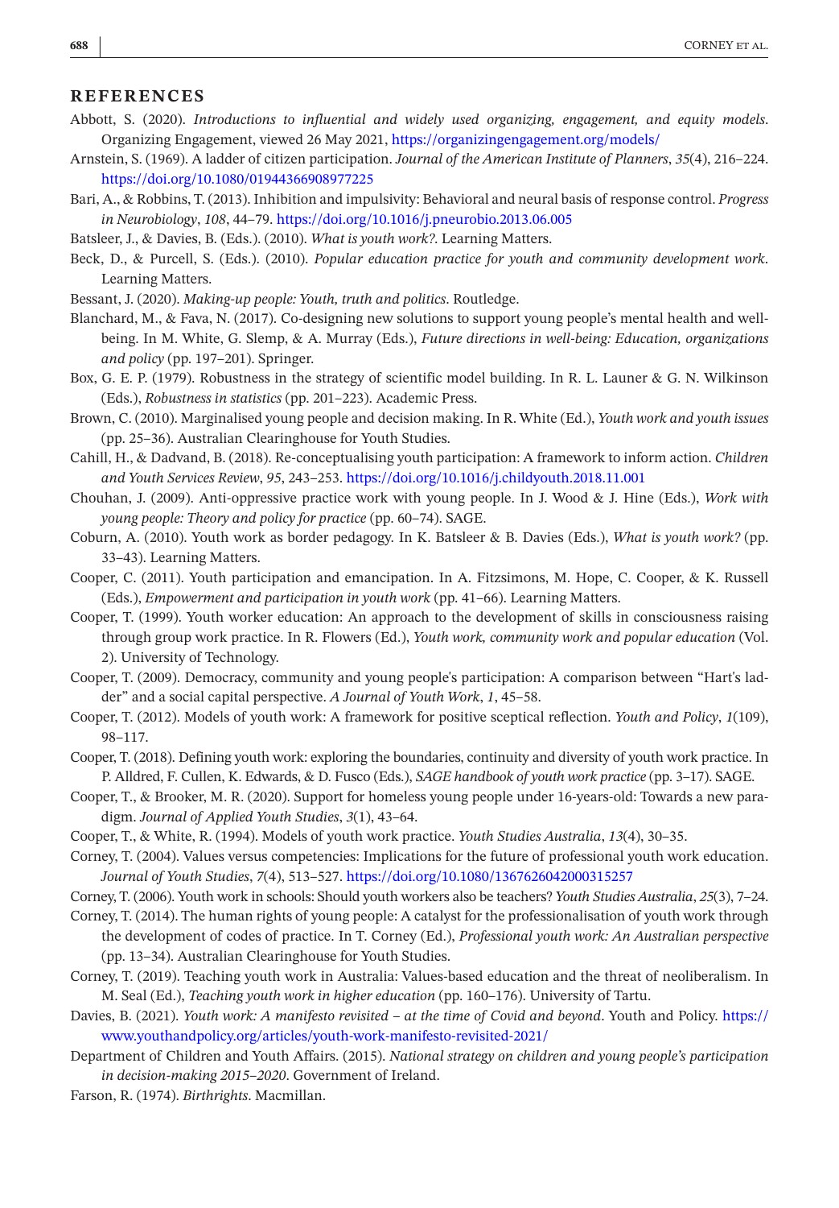## REFERENCES

Abbott, S. (2020). *Introductions to influential and widely used organizing, engagement, and equity models*. Organizing Engagement, viewed 26 May 2021, https://organizingengagement.org/models/

Arnstein, S. (1969). A ladder of citizen participation. *Journal of the American Institute of Planners*, *35*(4), 216–224. https://doi.org/10.1080/01944366908977225

Bari, A., & Robbins, T. (2013). Inhibition and impulsivity: Behavioral and neural basis of response control. *Progress in Neurobiology*, *108*, 44–79. https://doi.org/10.1016/j.pneurobio.2013.06.005

Batsleer, J., & Davies, B. (Eds.). (2010). *What is youth work?*. Learning Matters.

Beck, D., & Purcell, S. (Eds.). (2010). *Popular education practice for youth and community development work*. Learning Matters.

Bessant, J. (2020). *Making-up people: Youth, truth and politics*. Routledge.

Blanchard, M., & Fava, N. (2017). Co-designing new solutions to support young people's mental health and well-being. In M. White, G. Slemp, & A. Murray (Eds.), *Future directions in well-being: Education, organizations and policy* (pp. 197–201). Springer.

Box, G. E. P. (1979). Robustness in the strategy of scientific model building. In R. L. Launer & G. N. Wilkinson (Eds.), *Robustness in statistics* (pp. 201–223). Academic Press.

Brown, C. (2010). Marginalised young people and decision making. In R. White (Ed.), *Youth work and youth issues* (pp. 25–36). Australian Clearinghouse for Youth Studies.

Cahill, H., & Dadvand, B. (2018). Re-conceptualising youth participation: A framework to inform action. *Children and Youth Services Review*, *95*, 243–253. https://doi.org/10.1016/j.childyouth.2018.11.001

Chouhan, J. (2009). Anti-oppressive practice work with young people. In J. Wood & J. Hine (Eds.), *Work with young people: Theory and policy for practice* (pp. 60–74). SAGE.

Coburn, A. (2010). Youth work as border pedagogy. In K. Batsleer & B. Davies (Eds.), *What is youth work?* (pp. 33–43). Learning Matters.

Cooper, C. (2011). Youth participation and emancipation. In A. Fitzsimons, M. Hope, C. Cooper, & K. Russell (Eds.), *Empowerment and participation in youth work* (pp. 41–66). Learning Matters.

Cooper, T. (1999). Youth worker education: An approach to the development of skills in consciousness raising through group work practice. In R. Flowers (Ed.), *Youth work, community work and popular education* (Vol. 2). University of Technology.

Cooper, T. (2009). Democracy, community and young people's participation: A comparison between "Hart's ladder" and a social capital perspective. *A Journal of Youth Work*, *1*, 45–58.

Cooper, T. (2012). Models of youth work: A framework for positive sceptical reflection. *Youth and Policy*, *1*(109), 98–117.

Cooper, T. (2018). Defining youth work: exploring the boundaries, continuity and diversity of youth work practice. In P. Alldred, F. Cullen, K. Edwards, & D. Fusco (Eds.), *SAGE handbook of youth work practice* (pp. 3–17). SAGE.

Cooper, T., & Brooker, M. R. (2020). Support for homeless young people under 16-years-old: Towards a new paradigm. *Journal of Applied Youth Studies*, *3*(1), 43–64.

Cooper, T., & White, R. (1994). Models of youth work practice. *Youth Studies Australia*, *13*(4), 30–35.

Corney, T. (2004). Values versus competencies: Implications for the future of professional youth work education. *Journal of Youth Studies*, *7*(4), 513–527. https://doi.org/10.1080/1367626042000315257

Corney, T. (2006). Youth work in schools: Should youth workers also be teachers? *Youth Studies Australia*, *25*(3), 7–24.

Corney, T. (2014). The human rights of young people: A catalyst for the professionalisation of youth work through the development of codes of practice. In T. Corney (Ed.), *Professional youth work: An Australian perspective* (pp. 13–34). Australian Clearinghouse for Youth Studies.

Corney, T. (2019). Teaching youth work in Australia: Values-based education and the threat of neoliberalism. In M. Seal (Ed.), *Teaching youth work in higher education* (pp. 160–176). University of Tartu.

Davies, B. (2021). *Youth work: A manifesto revisited – at the time of Covid and beyond*. Youth and Policy. https://www.youthandpolicy.org/articles/youth-work-manifesto-revisited-2021/

Department of Children and Youth Affairs. (2015). *National strategy on children and young people's participation in decision-making 2015–2020*. Government of Ireland.

Farson, R. (1974). *Birthrights*. Macmillan.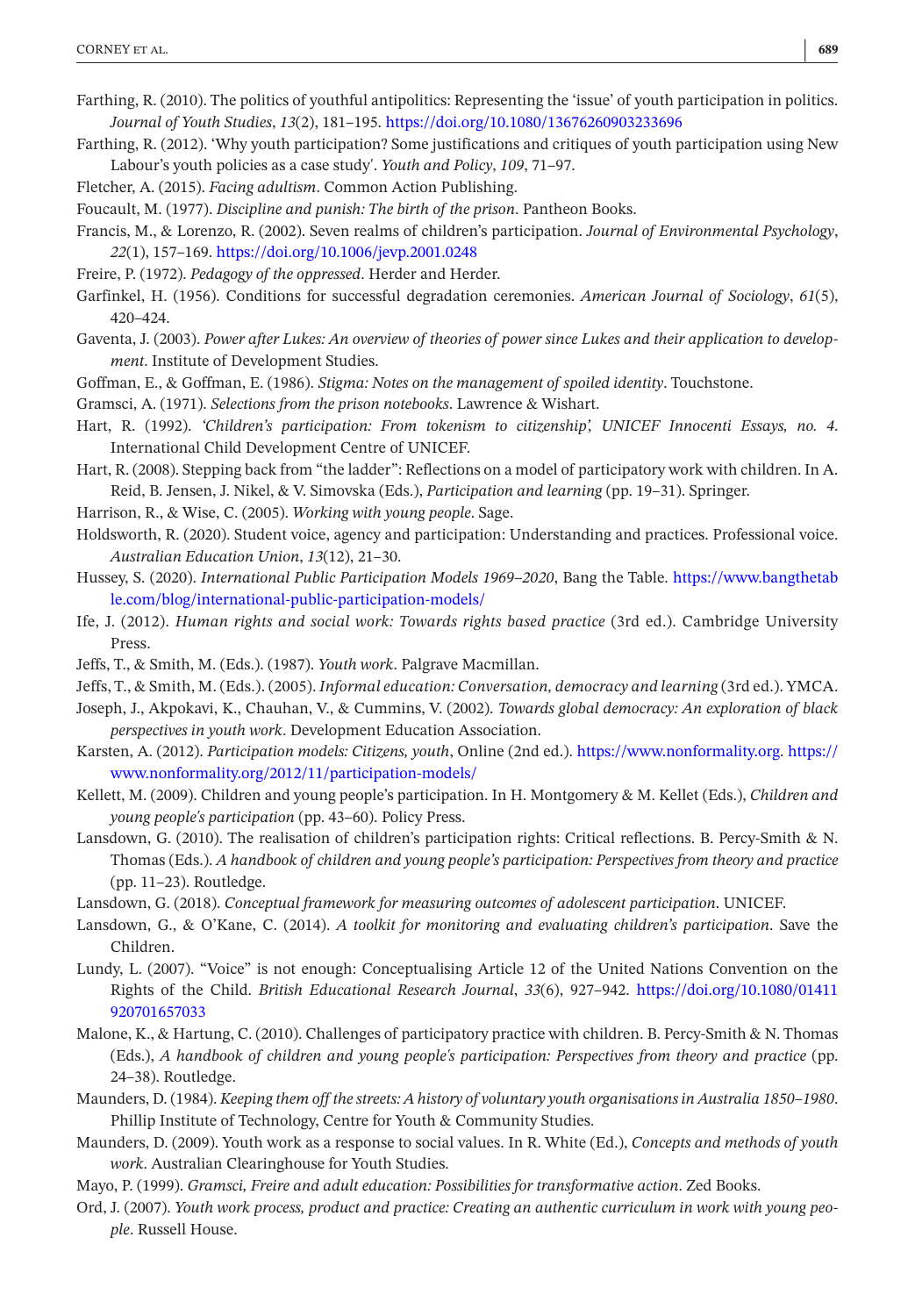Farthing, R. (2010). The politics of youthful antipolitics: Representing the 'issue' of youth participation in politics. *Journal of Youth Studies*, *13*(2), 181–195. https://doi.org/10.1080/13676260903233696

Farthing, R. (2012). 'Why youth participation? Some justifications and critiques of youth participation using New Labour's youth policies as a case study'. *Youth and Policy*, *109*, 71–97.

Fletcher, A. (2015). *Facing adultism*. Common Action Publishing.

Foucault, M. (1977). *Discipline and punish: The birth of the prison*. Pantheon Books.

Francis, M., & Lorenzo, R. (2002). Seven realms of children's participation. *Journal of Environmental Psychology*, *22*(1), 157–169. https://doi.org/10.1006/jevp.2001.0248

Freire, P. (1972). *Pedagogy of the oppressed*. Herder and Herder.

Garfinkel, H. (1956). Conditions for successful degradation ceremonies. *American Journal of Sociology*, *61*(5), 420–424.

Gaventa, J. (2003). *Power after Lukes: An overview of theories of power since Lukes and their application to development*. Institute of Development Studies.

Goffman, E., & Goffman, E. (1986). *Stigma: Notes on the management of spoiled identity*. Touchstone.

Gramsci, A. (1971). *Selections from the prison notebooks*. Lawrence & Wishart.

Hart, R. (1992). *'Children's participation: From tokenism to citizenship', UNICEF Innocenti Essays, no. 4*. International Child Development Centre of UNICEF.

Hart, R. (2008). Stepping back from "the ladder": Reflections on a model of participatory work with children. In A. Reid, B. Jensen, J. Nikel, & V. Simovska (Eds.), *Participation and learning* (pp. 19–31). Springer.

Harrison, R., & Wise, C. (2005). *Working with young people*. Sage.

Holdsworth, R. (2020). Student voice, agency and participation: Understanding and practices. Professional voice. *Australian Education Union*, *13*(12), 21–30.

Hussey, S. (2020). *International Public Participation Models 1969–2020*, Bang the Table. https://www.bangthetable.com/blog/international-public-participation-models/

Ife, J. (2012). *Human rights and social work: Towards rights based practice* (3rd ed.). Cambridge University Press.

Jeffs, T., & Smith, M. (Eds.). (1987). *Youth work*. Palgrave Macmillan.

Jeffs, T., & Smith, M. (Eds.). (2005). *Informal education: Conversation, democracy and learning* (3rd ed.). YMCA.

Joseph, J., Akpokavi, K., Chauhan, V., & Cummins, V. (2002). *Towards global democracy: An exploration of black perspectives in youth work*. Development Education Association.

Karsten, A. (2012). *Participation models: Citizens, youth*, Online (2nd ed.). https://www.nonformality.org. https://www.nonformality.org/2012/11/participation-models/

Kellett, M. (2009). Children and young people's participation. In H. Montgomery & M. Kellet (Eds.), *Children and young people's participation* (pp. 43–60). Policy Press.

Lansdown, G. (2010). The realisation of children's participation rights: Critical reflections. B. Percy-Smith & N. Thomas (Eds.). *A handbook of children and young people's participation: Perspectives from theory and practice* (pp. 11–23). Routledge.

Lansdown, G. (2018). *Conceptual framework for measuring outcomes of adolescent participation*. UNICEF.

Lansdown, G., & O'Kane, C. (2014). *A toolkit for monitoring and evaluating children's participation*. Save the Children.

Lundy, L. (2007). "Voice" is not enough: Conceptualising Article 12 of the United Nations Convention on the Rights of the Child. *British Educational Research Journal*, *33*(6), 927–942. https://doi.org/10.1080/01411920701657033

Malone, K., & Hartung, C. (2010). Challenges of participatory practice with children. B. Percy-Smith & N. Thomas (Eds.), *A handbook of children and young people's participation: Perspectives from theory and practice* (pp. 24–38). Routledge.

Maunders, D. (1984). *Keeping them off the streets: A history of voluntary youth organisations in Australia 1850–1980*. Phillip Institute of Technology, Centre for Youth & Community Studies.

Maunders, D. (2009). Youth work as a response to social values. In R. White (Ed.), *Concepts and methods of youth work*. Australian Clearinghouse for Youth Studies.

Mayo, P. (1999). *Gramsci, Freire and adult education: Possibilities for transformative action*. Zed Books.

Ord, J. (2007). *Youth work process, product and practice: Creating an authentic curriculum in work with young people*. Russell House.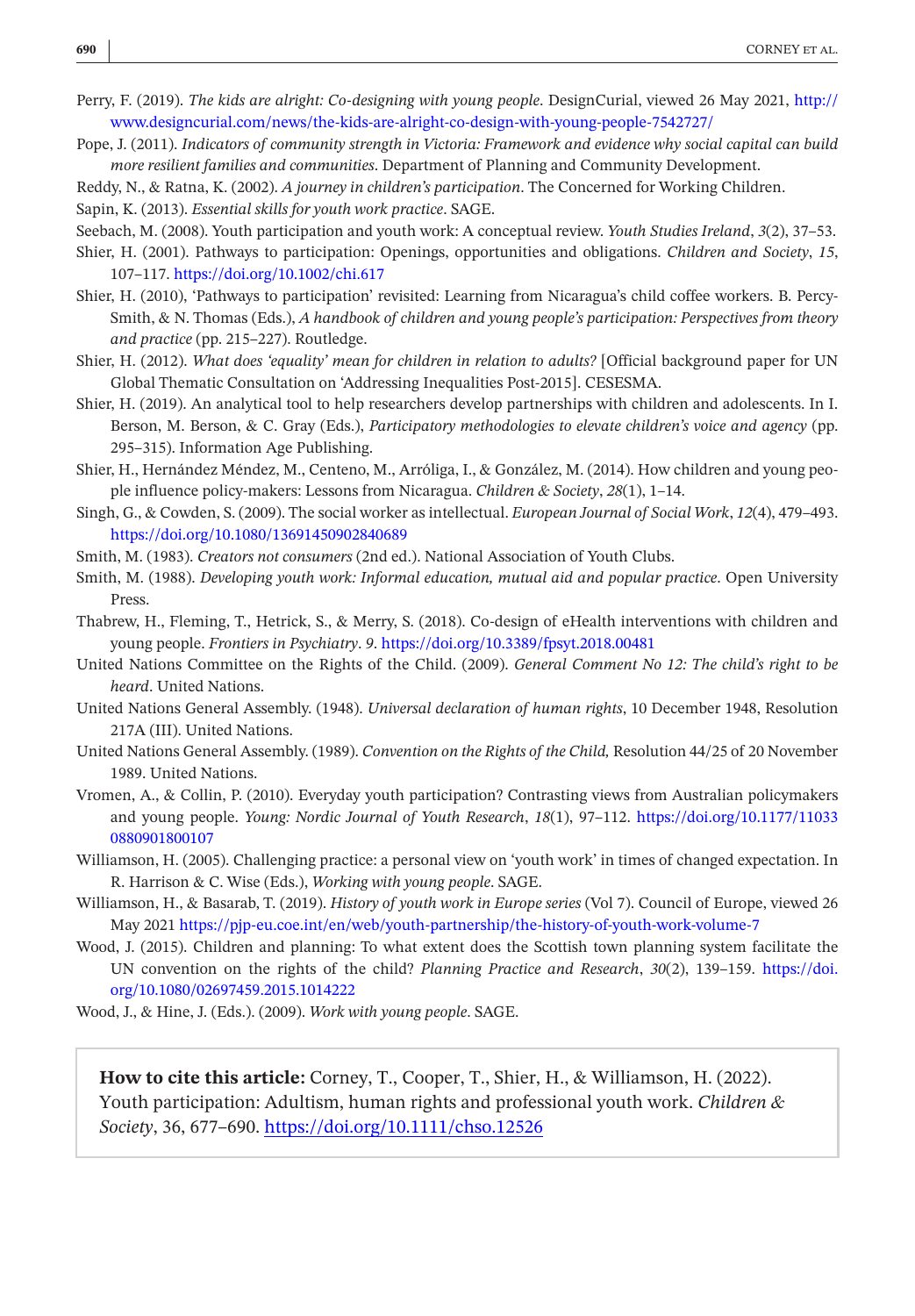Perry, F. (2019). *The kids are alright: Co-designing with young people*. DesignCurial, viewed 26 May 2021, http://www.designcurial.com/news/the-kids-are-alright-co-design-with-young-people-7542727/

Pope, J. (2011). *Indicators of community strength in Victoria: Framework and evidence why social capital can build more resilient families and communities*. Department of Planning and Community Development.

Reddy, N., & Ratna, K. (2002). *A journey in children's participation*. The Concerned for Working Children.

Sapin, K. (2013). *Essential skills for youth work practice*. SAGE.

Seebach, M. (2008). Youth participation and youth work: A conceptual review. *Youth Studies Ireland*, *3*(2), 37–53.

Shier, H. (2001). Pathways to participation: Openings, opportunities and obligations. *Children and Society*, *15*, 107–117. https://doi.org/10.1002/chi.617

Shier, H. (2010), 'Pathways to participation' revisited: Learning from Nicaragua's child coffee workers. B. Percy-Smith, & N. Thomas (Eds.), *A handbook of children and young people's participation: Perspectives from theory and practice* (pp. 215–227). Routledge.

Shier, H. (2012). *What does 'equality' mean for children in relation to adults?* [Official background paper for UN Global Thematic Consultation on 'Addressing Inequalities Post-2015]. CESESMA.

Shier, H. (2019). An analytical tool to help researchers develop partnerships with children and adolescents. In I. Berson, M. Berson, & C. Gray (Eds.), *Participatory methodologies to elevate children's voice and agency* (pp. 295–315). Information Age Publishing.

Shier, H., Hernández Méndez, M., Centeno, M., Arróliga, I., & González, M. (2014). How children and young people influence policy-makers: Lessons from Nicaragua. *Children & Society*, *28*(1), 1–14.

Singh, G., & Cowden, S. (2009). The social worker as intellectual. *European Journal of Social Work*, *12*(4), 479–493. https://doi.org/10.1080/13691450902840689

Smith, M. (1983). *Creators not consumers* (2nd ed.). National Association of Youth Clubs.

Smith, M. (1988). *Developing youth work: Informal education, mutual aid and popular practice*. Open University Press.

Thabrew, H., Fleming, T., Hetrick, S., & Merry, S. (2018). Co-design of eHealth interventions with children and young people. *Frontiers in Psychiatry*. *9*. https://doi.org/10.3389/fpsyt.2018.00481

United Nations Committee on the Rights of the Child. (2009). *General Comment No 12: The child's right to be heard*. United Nations.

United Nations General Assembly. (1948). *Universal declaration of human rights*, 10 December 1948, Resolution 217A (III). United Nations.

United Nations General Assembly. (1989). *Convention on the Rights of the Child,* Resolution 44/25 of 20 November 1989. United Nations.

Vromen, A., & Collin, P. (2010). Everyday youth participation? Contrasting views from Australian policymakers and young people. *Young: Nordic Journal of Youth Research*, *18*(1), 97–112. https://doi.org/10.1177/110330880901800107

Williamson, H. (2005). Challenging practice: a personal view on 'youth work' in times of changed expectation. In R. Harrison & C. Wise (Eds.), *Working with young people*. SAGE.

Williamson, H., & Basarab, T. (2019). *History of youth work in Europe series* (Vol 7). Council of Europe, viewed 26 May 2021 https://pjp-eu.coe.int/en/web/youth-partnership/the-history-of-youth-work-volume-7

Wood, J. (2015). Children and planning: To what extent does the Scottish town planning system facilitate the UN convention on the rights of the child? *Planning Practice and Research*, *30*(2), 139–159. https://doi.org/10.1080/02697459.2015.1014222

Wood, J., & Hine, J. (Eds.). (2009). *Work with young people*. SAGE.

**How to cite this article:** Corney, T., Cooper, T., Shier, H., & Williamson, H. (2022). Youth participation: Adultism, human rights and professional youth work. *Children & Society*, 36, 677–690. https://doi.org/10.1111/chso.12526